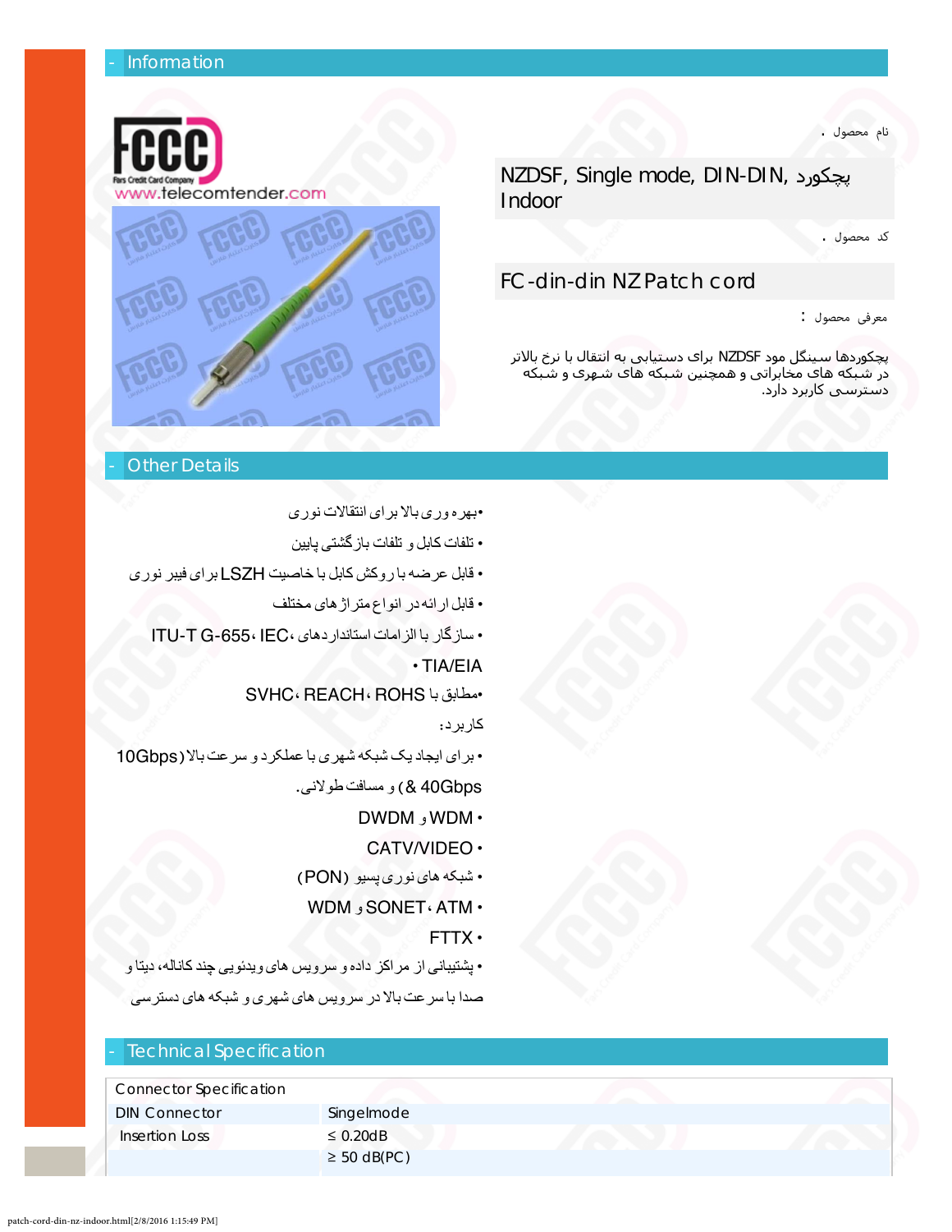## - Information

FCCC
Fars Credit Card Company
www.telecomtender.com

نام محصول :

NZDSF, Single mode, DIN-DIN, پچکورد Indoor

کد محصول :

FC-din-din NZ Patch cord

معرفی محصول :

پچکوردها سینگل مود NZDSF برای دستیابی به انتقال با نرخ بالاتر در شبکه های مخابراتی و همچنین شبکه های شهری و شبکه دسترسی کاربرد دارد.

## - Other Details

•بهره وری بالا برای انتقالات نوری

• تلفات کابل و تلفات بازگشتی پایین

• قابل عرضه با روکش کابل با خاصیت LSZH برای فیبر نوری

• قابل ارائه در انواع متراژ های مختلف

• سازگار با الزامات استانداردهای ITU-T G-655، IEC، TIA/EIA •

•مطابق با SVHC، REACH، ROHS

کاربرد:

• برای ایجاد یک شبکه شهری با عملکرد و سرعت بالا (10Gbps & 40Gbps) و مسافت طولانی.

• WDM و DWDM

• CATV/VIDEO

• شبکه های نوری پسیو (PON)

• ATM، SONET و WDM

• FTTX

• پشتیبانی از مراکز داده و سرویس های ویدئویی چند کاناله، دیتا و صدا با سرعت بالا در سرویس های شهری و شبکه های دسترسی

## - Technical Specification

| Connector Specification | |
|---|---|
| DIN Connector | Singlemode |
| Insertion Loss | ≤ 0.20dB |
| | ≥ 50 dB(PC) |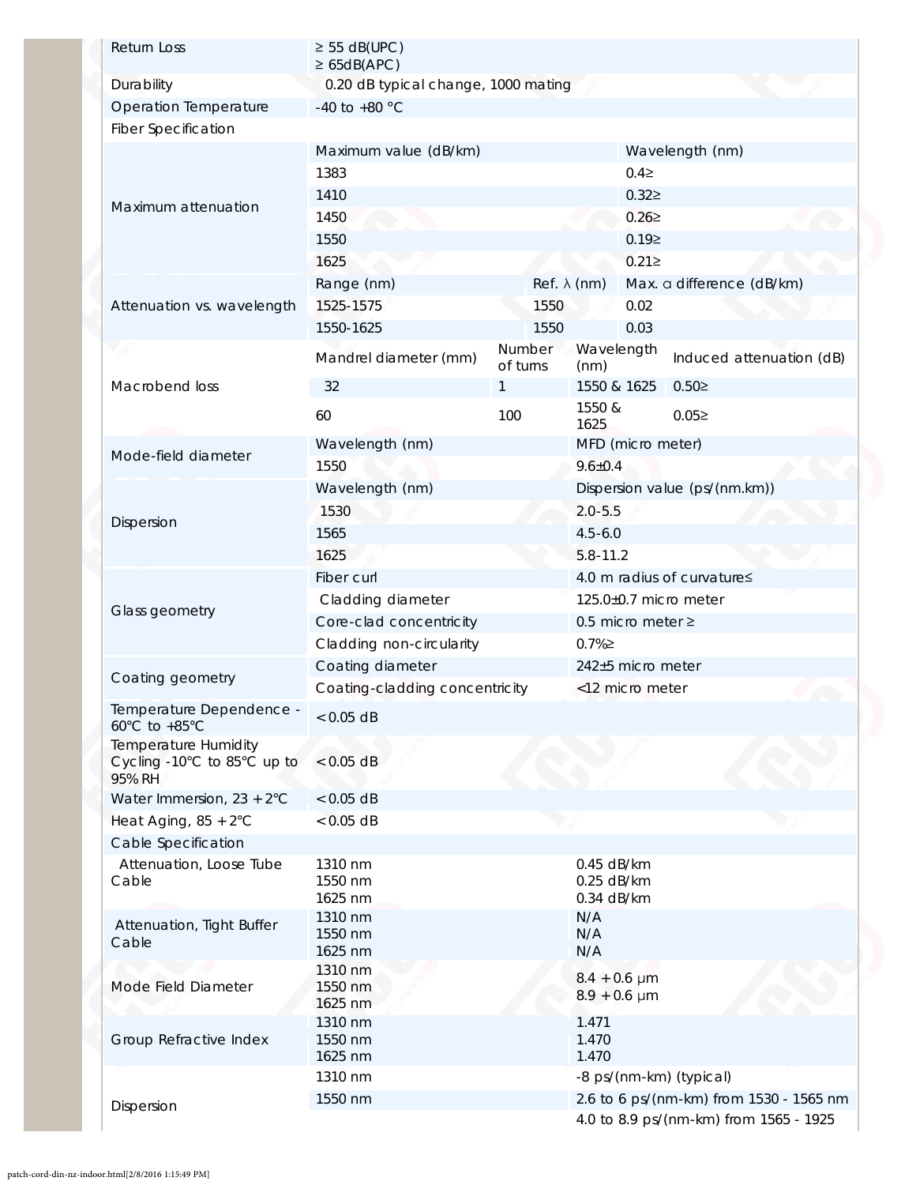| | | | | |
|---|---|---|---|---|
| Return Loss | ≥ 55 dB(UPC)<br>≥ 65dB(APC) | | | |
| Durability | 0.20 dB typical change, 1000 mating | | | |
| Operation Temperature | -40 to +80 °C | | | |
| Fiber Specification | | | | |
| Maximum attenuation | Maximum value (dB/km) | | Wavelength (nm) | |
| | 1383 | | 0.4≥ | |
| | 1410 | | 0.32≥ | |
| | 1450 | | 0.26≥ | |
| | 1550 | | 0.19≥ | |
| | 1625 | | 0.21≥ | |
| Attenuation vs. wavelength | Range (nm) | Ref. λ (nm) | Max. α difference (dB/km) | |
| | 1525-1575 | 1550 | 0.02 | |
| | 1550-1625 | 1550 | 0.03 | |
| Macrobend loss | Mandrel diameter (mm) | Number of turns | Wavelength (nm) | Induced attenuation (dB) |
| | 32 | 1 | 1550 & 1625 | 0.50≥ |
| | 60 | 100 | 1550 & 1625 | 0.05≥ |
| Mode-field diameter | Wavelength (nm) | | MFD (micro meter) | |
| | 1550 | | 9.6±0.4 | |
| Dispersion | Wavelength (nm) | | Dispersion value (ps/(nm.km)) | |
| | 1530 | | 2.0-5.5 | |
| | 1565 | | 4.5-6.0 | |
| | 1625 | | 5.8-11.2 | |
| Glass geometry | Fiber curl | | 4.0 m radius of curvature≤ | |
| | Cladding diameter | | 125.0±0.7 micro meter | |
| | Core-clad concentricity | | 0.5 micro meter ≥ | |
| | Cladding non-circularity | | 0.7%≥ | |
| Coating geometry | Coating diameter | | 242±5 micro meter | |
| | Coating-cladding concentricity | | <12 micro meter | |
| Temperature Dependence -60°C to +85°C | < 0.05 dB | | | |
| Temperature Humidity Cycling -10°C to 85°C up to 95% RH | < 0.05 dB | | | |
| Water Immersion, 23 + 2°C | < 0.05 dB | | | |
| Heat Aging, 85 + 2°C | < 0.05 dB | | | |
| Cable Specification | | | | |
| Attenuation, Loose Tube Cable | 1310 nm<br>1550 nm<br>1625 nm | | 0.45 dB/km<br>0.25 dB/km<br>0.34 dB/km | |
| Attenuation, Tight Buffer Cable | 1310 nm<br>1550 nm<br>1625 nm | | N/A<br>N/A<br>N/A | |
| Mode Field Diameter | 1310 nm<br>1550 nm<br>1625 nm | | 8.4 + 0.6 μm<br>8.9 + 0.6 μm | |
| Group Refractive Index | 1310 nm<br>1550 nm<br>1625 nm | | 1.471<br>1.470<br>1.470 | |
| Dispersion | 1310 nm | | -8 ps/(nm-km) (typical) | |
| | 1550 nm | | 2.6 to 6 ps/(nm-km) from 1530 - 1565 nm | |
| | | | 4.0 to 8.9 ps/(nm-km) from 1565 - 1925 | |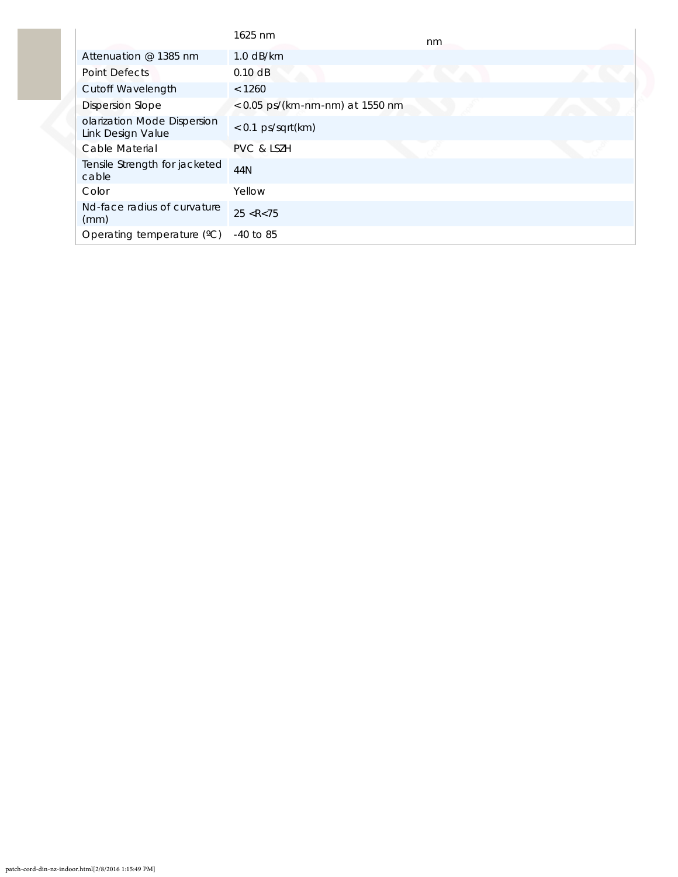| | | |
|---|---|---|
| | 1625 nm | nm |
| Attenuation @ 1385 nm | 1.0 dB/km | |
| Point Defects | 0.10 dB | |
| Cutoff Wavelength | < 1260 | |
| Dispersion Slope | < 0.05 ps/(km-nm-nm) at 1550 nm | |
| olarization Mode Dispersion Link Design Value | < 0.1 ps/sqrt(km) | |
| Cable Material | PVC & LSZH | |
| Tensile Strength for jacketed cable | 44N | |
| Color | Yellow | |
| Nd-face radius of curvature (mm) | 25 <R<75 | |
| Operating temperature (ºC) | -40 to 85 | |